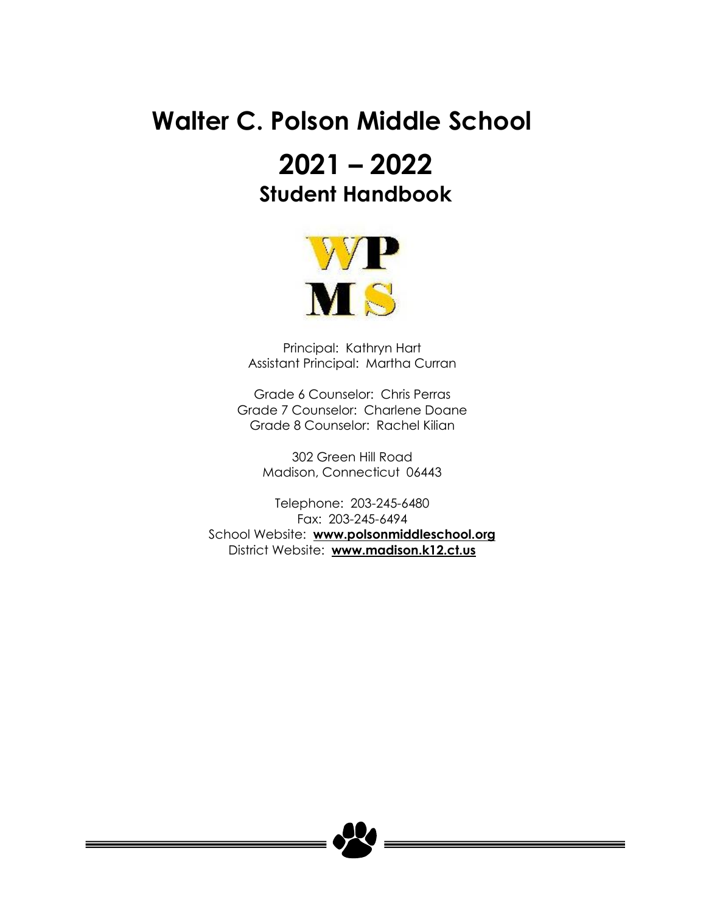# Walter C. Polson Middle School

# 2021 – 2022

## Student Handbook

WP
MS

Principal: Kathryn Hart
Assistant Principal: Martha Curran

Grade 6 Counselor: Chris Perras
Grade 7 Counselor: Charlene Doane
Grade 8 Counselor: Rachel Kilian

302 Green Hill Road
Madison, Connecticut 06443

Telephone: 203-245-6480
Fax: 203-245-6494
School Website: **www.polsonmiddleschool.org**
District Website: **www.madison.k12.ct.us**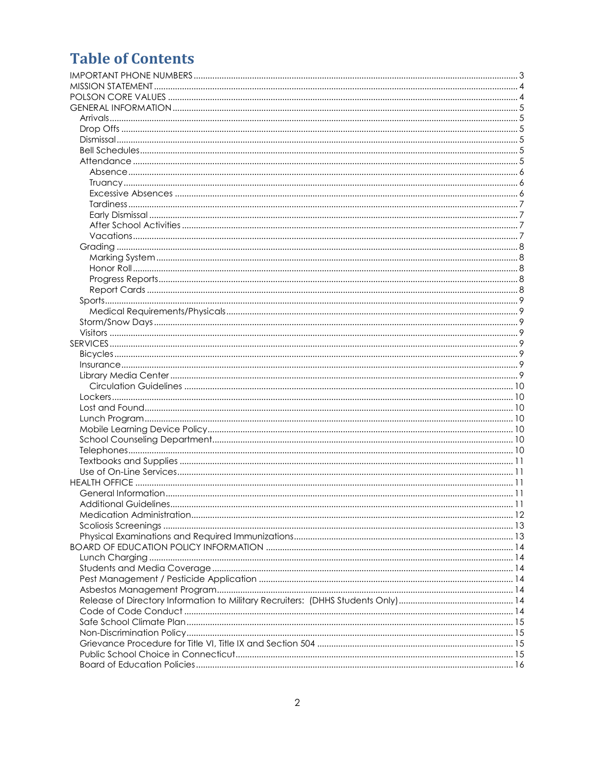# Table of Contents

- IMPORTANT PHONE NUMBERS ........ 3
- MISSION STATEMENT ........ 4
- POLSON CORE VALUES ........ 4
- GENERAL INFORMATION ........ 5
  - Arrivals ........ 5
  - Drop Offs ........ 5
  - Dismissal ........ 5
  - Bell Schedules ........ 5
  - Attendance ........ 5
    - Absence ........ 6
    - Truancy ........ 6
    - Excessive Absences ........ 6
    - Tardiness ........ 7
    - Early Dismissal ........ 7
    - After School Activities ........ 7
    - Vacations ........ 7
  - Grading ........ 8
    - Marking System ........ 8
    - Honor Roll ........ 8
    - Progress Reports ........ 8
    - Report Cards ........ 8
  - Sports ........ 9
    - Medical Requirements/Physicals ........ 9
  - Storm/Snow Days ........ 9
  - Visitors ........ 9
- SERVICES ........ 9
  - Bicycles ........ 9
  - Insurance ........ 9
  - Library Media Center ........ 9
    - Circulation Guidelines ........ 10
  - Lockers ........ 10
  - Lost and Found ........ 10
  - Lunch Program ........ 10
  - Mobile Learning Device Policy ........ 10
  - School Counseling Department ........ 10
  - Telephones ........ 10
  - Textbooks and Supplies ........ 11
  - Use of On-Line Services ........ 11
- HEALTH OFFICE ........ 11
  - General Information ........ 11
  - Additional Guidelines ........ 11
  - Medication Administration ........ 12
  - Scoliosis Screenings ........ 13
  - Physical Examinations and Required Immunizations ........ 13
- BOARD OF EDUCATION POLICY INFORMATION ........ 14
  - Lunch Charging ........ 14
  - Students and Media Coverage ........ 14
  - Pest Management / Pesticide Application ........ 14
  - Asbestos Management Program ........ 14
  - Release of Directory Information to Military Recruiters: (DHHS Students Only) ........ 14
  - Code of Code Conduct ........ 14
  - Safe School Climate Plan ........ 15
  - Non-Discrimination Policy ........ 15
  - Grievance Procedure for Title VI, Title IX and Section 504 ........ 15
  - Public School Choice in Connecticut ........ 15
  - Board of Education Policies ........ 16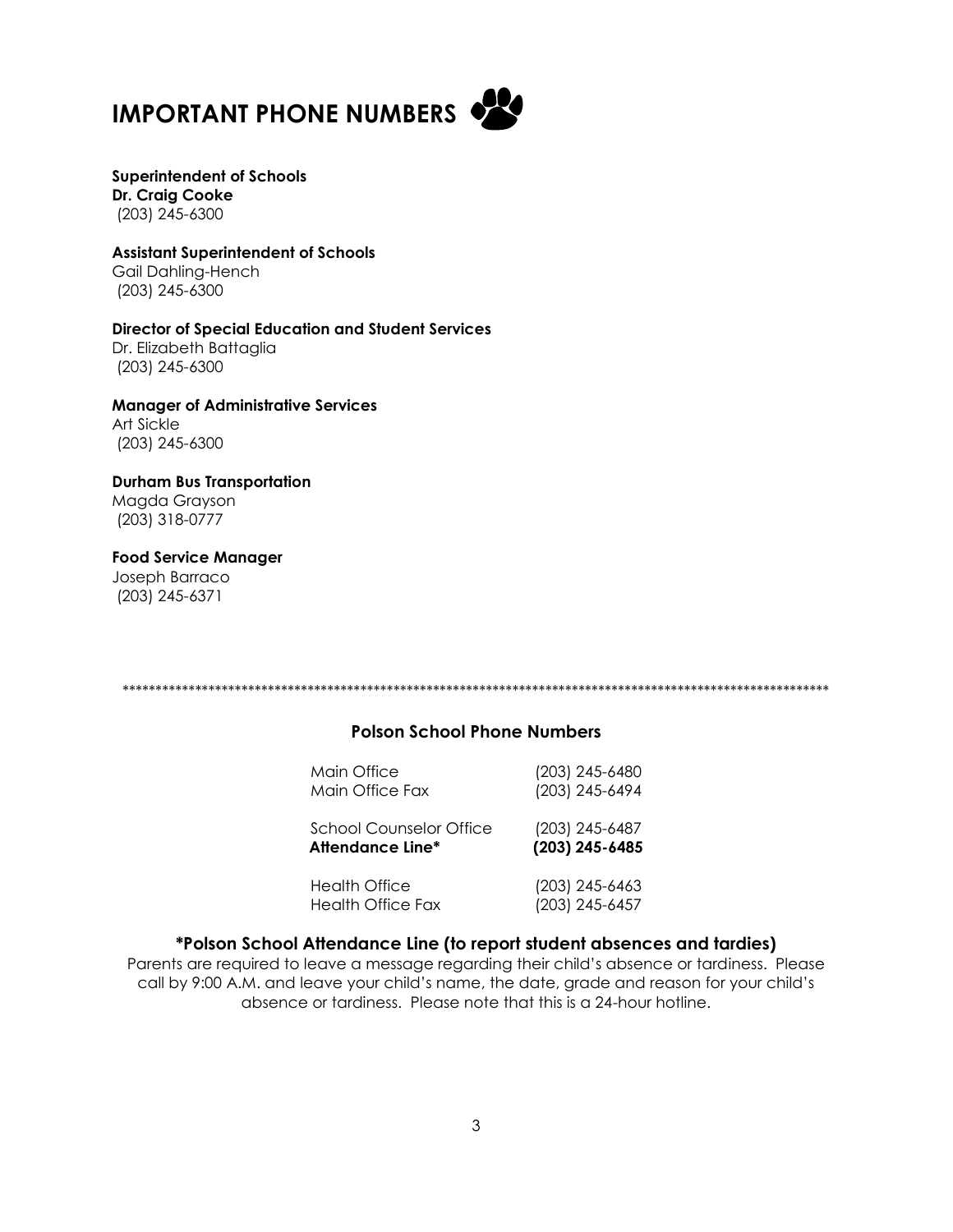# IMPORTANT PHONE NUMBERS

**Superintendent of Schools**
**Dr. Craig Cooke**
(203) 245-6300

**Assistant Superintendent of Schools**
Gail Dahling-Hench
(203) 245-6300

**Director of Special Education and Student Services**
Dr. Elizabeth Battaglia
(203) 245-6300

**Manager of Administrative Services**
Art Sickle
(203) 245-6300

**Durham Bus Transportation**
Magda Grayson
(203) 318-0777

**Food Service Manager**
Joseph Barraco
(203) 245-6371

*******************************************************************************************************

## Polson School Phone Numbers

| | |
|---|---|
| Main Office | (203) 245-6480 |
| Main Office Fax | (203) 245-6494 |
| School Counselor Office | (203) 245-6487 |
| **Attendance Line*** | **(203) 245-6485** |
| Health Office | (203) 245-6463 |
| Health Office Fax | (203) 245-6457 |

**\*Polson School Attendance Line (to report student absences and tardies)**

Parents are required to leave a message regarding their child's absence or tardiness. Please call by 9:00 A.M. and leave your child's name, the date, grade and reason for your child's absence or tardiness. Please note that this is a 24-hour hotline.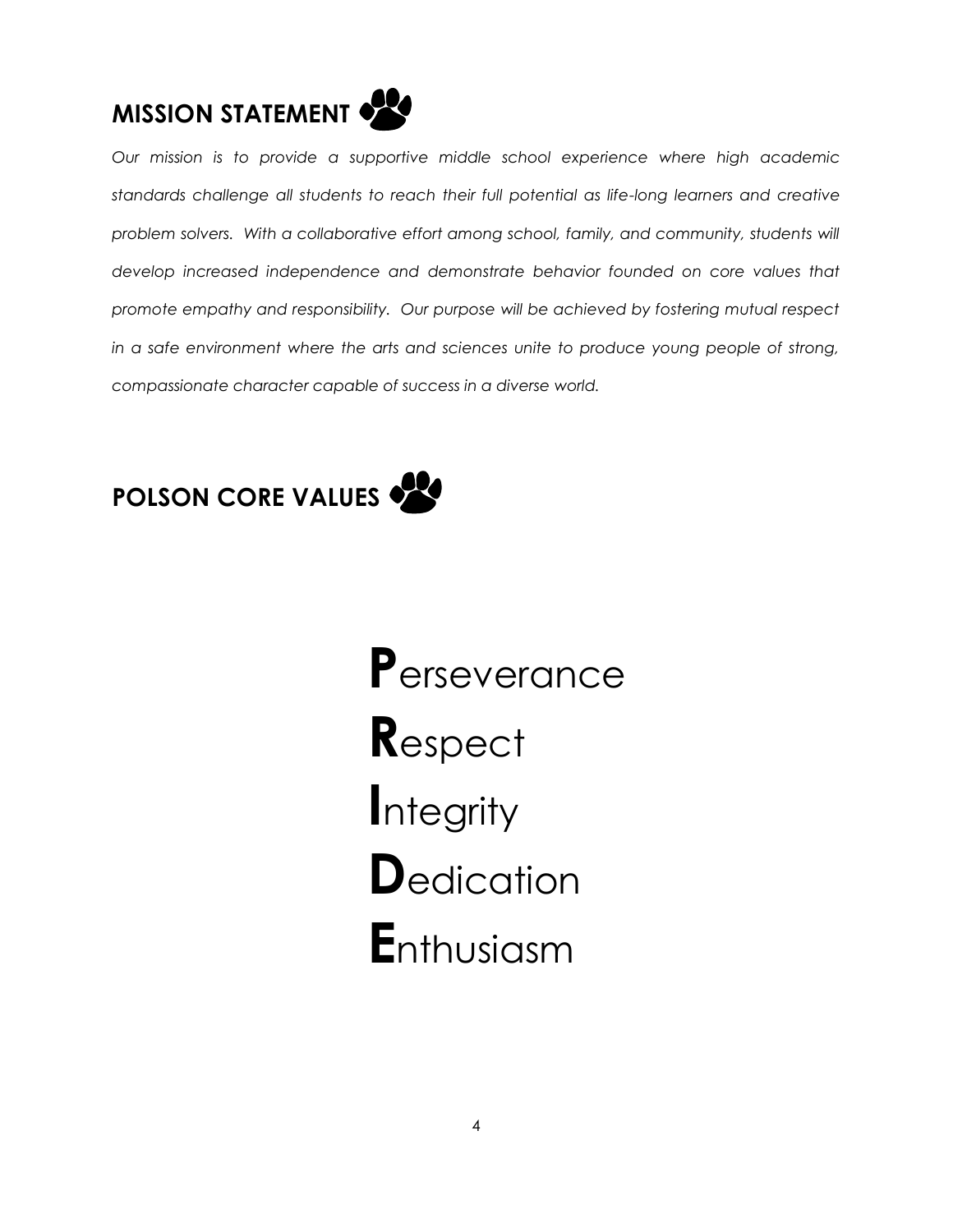## MISSION STATEMENT

*Our mission is to provide a supportive middle school experience where high academic standards challenge all students to reach their full potential as life-long learners and creative problem solvers. With a collaborative effort among school, family, and community, students will develop increased independence and demonstrate behavior founded on core values that promote empathy and responsibility. Our purpose will be achieved by fostering mutual respect in a safe environment where the arts and sciences unite to produce young people of strong, compassionate character capable of success in a diverse world.*

## POLSON CORE VALUES

**P**erseverance

**R**espect

**I**ntegrity

**D**edication

**E**nthusiasm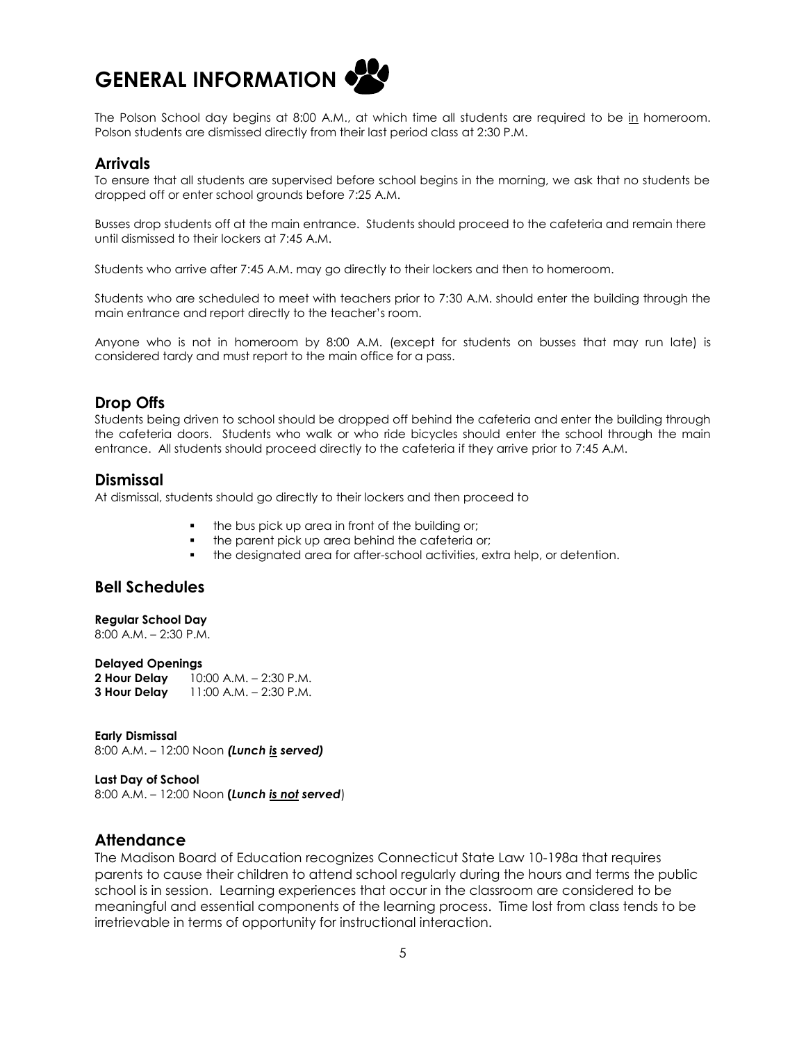# GENERAL INFORMATION

The Polson School day begins at 8:00 A.M., at which time all students are required to be in homeroom. Polson students are dismissed directly from their last period class at 2:30 P.M.

## Arrivals

To ensure that all students are supervised before school begins in the morning, we ask that no students be dropped off or enter school grounds before 7:25 A.M.

Busses drop students off at the main entrance. Students should proceed to the cafeteria and remain there until dismissed to their lockers at 7:45 A.M.

Students who arrive after 7:45 A.M. may go directly to their lockers and then to homeroom.

Students who are scheduled to meet with teachers prior to 7:30 A.M. should enter the building through the main entrance and report directly to the teacher's room.

Anyone who is not in homeroom by 8:00 A.M. (except for students on busses that may run late) is considered tardy and must report to the main office for a pass.

## Drop Offs

Students being driven to school should be dropped off behind the cafeteria and enter the building through the cafeteria doors. Students who walk or who ride bicycles should enter the school through the main entrance. All students should proceed directly to the cafeteria if they arrive prior to 7:45 A.M.

## Dismissal

At dismissal, students should go directly to their lockers and then proceed to

- the bus pick up area in front of the building or;
- the parent pick up area behind the cafeteria or;
- the designated area for after-school activities, extra help, or detention.

## Bell Schedules

**Regular School Day**
8:00 A.M. – 2:30 P.M.

**Delayed Openings**
**2 Hour Delay** 10:00 A.M. – 2:30 P.M.
**3 Hour Delay** 11:00 A.M. – 2:30 P.M.

**Early Dismissal**
8:00 A.M. – 12:00 Noon ***(Lunch is served)***

**Last Day of School**
8:00 A.M. – 12:00 Noon **(*Lunch is not served*)**

## Attendance

The Madison Board of Education recognizes Connecticut State Law 10-198a that requires parents to cause their children to attend school regularly during the hours and terms the public school is in session. Learning experiences that occur in the classroom are considered to be meaningful and essential components of the learning process. Time lost from class tends to be irretrievable in terms of opportunity for instructional interaction.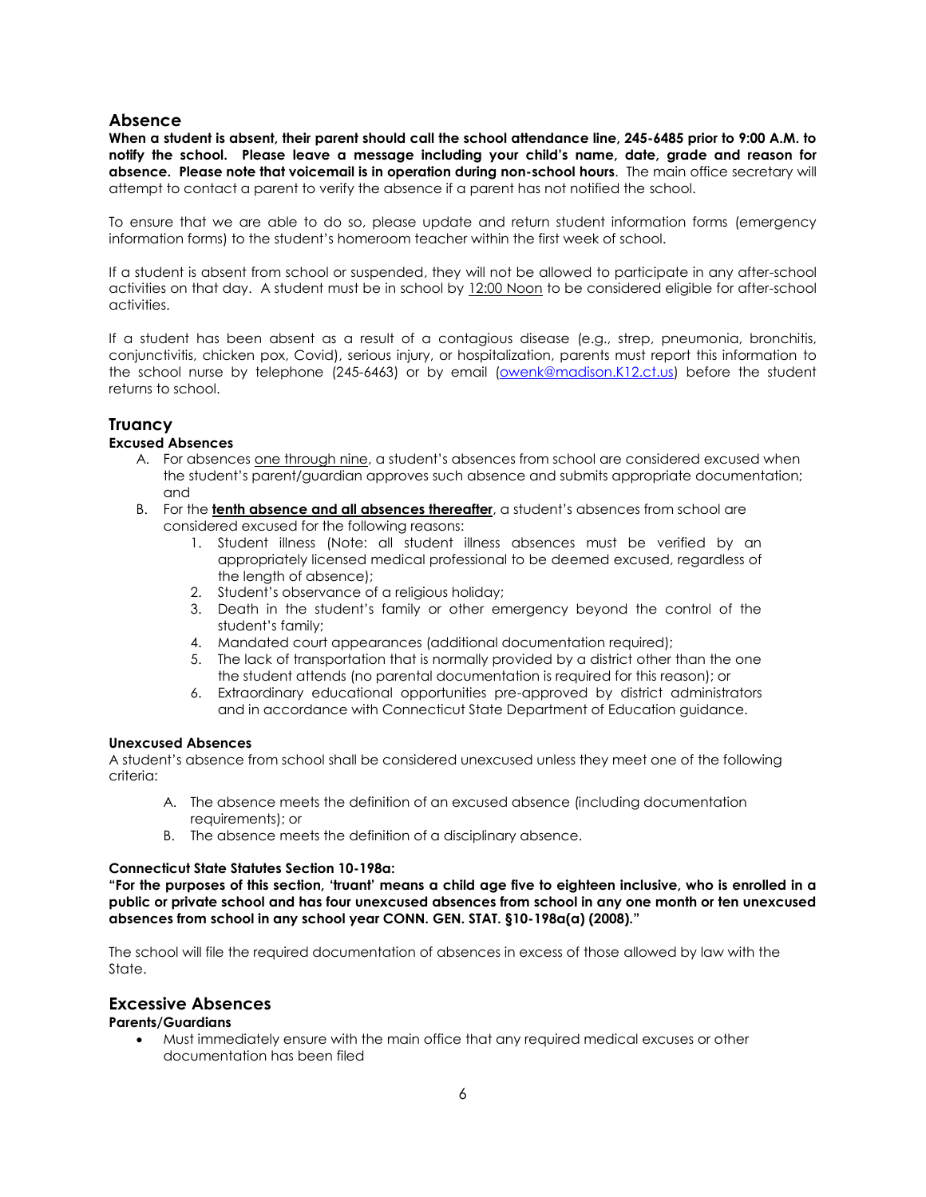## Absence

**When a student is absent, their parent should call the school attendance line, 245-6485 prior to 9:00 A.M. to notify the school. Please leave a message including your child's name, date, grade and reason for absence. Please note that voicemail is in operation during non-school hours**. The main office secretary will attempt to contact a parent to verify the absence if a parent has not notified the school.

To ensure that we are able to do so, please update and return student information forms (emergency information forms) to the student's homeroom teacher within the first week of school.

If a student is absent from school or suspended, they will not be allowed to participate in any after-school activities on that day. A student must be in school by 12:00 Noon to be considered eligible for after-school activities.

If a student has been absent as a result of a contagious disease (e.g., strep, pneumonia, bronchitis, conjunctivitis, chicken pox, Covid), serious injury, or hospitalization, parents must report this information to the school nurse by telephone (245-6463) or by email (owenk@madison.K12.ct.us) before the student returns to school.

## Truancy

### Excused Absences

A. For absences one through nine, a student's absences from school are considered excused when the student's parent/guardian approves such absence and submits appropriate documentation; and
B. For the **tenth absence and all absences thereafter**, a student's absences from school are considered excused for the following reasons:
   1. Student illness (Note: all student illness absences must be verified by an appropriately licensed medical professional to be deemed excused, regardless of the length of absence);
   2. Student's observance of a religious holiday;
   3. Death in the student's family or other emergency beyond the control of the student's family;
   4. Mandated court appearances (additional documentation required);
   5. The lack of transportation that is normally provided by a district other than the one the student attends (no parental documentation is required for this reason); or
   6. Extraordinary educational opportunities pre-approved by district administrators and in accordance with Connecticut State Department of Education guidance.

### Unexcused Absences

A student's absence from school shall be considered unexcused unless they meet one of the following criteria:

A. The absence meets the definition of an excused absence (including documentation requirements); or
B. The absence meets the definition of a disciplinary absence.

### Connecticut State Statutes Section 10-198a:

**"For the purposes of this section, 'truant' means a child age five to eighteen inclusive, who is enrolled in a public or private school and has four unexcused absences from school in any one month or ten unexcused absences from school in any school year CONN. GEN. STAT. §10-198a(a) (2008)."**

The school will file the required documentation of absences in excess of those allowed by law with the State.

## Excessive Absences

### Parents/Guardians

- Must immediately ensure with the main office that any required medical excuses or other documentation has been filed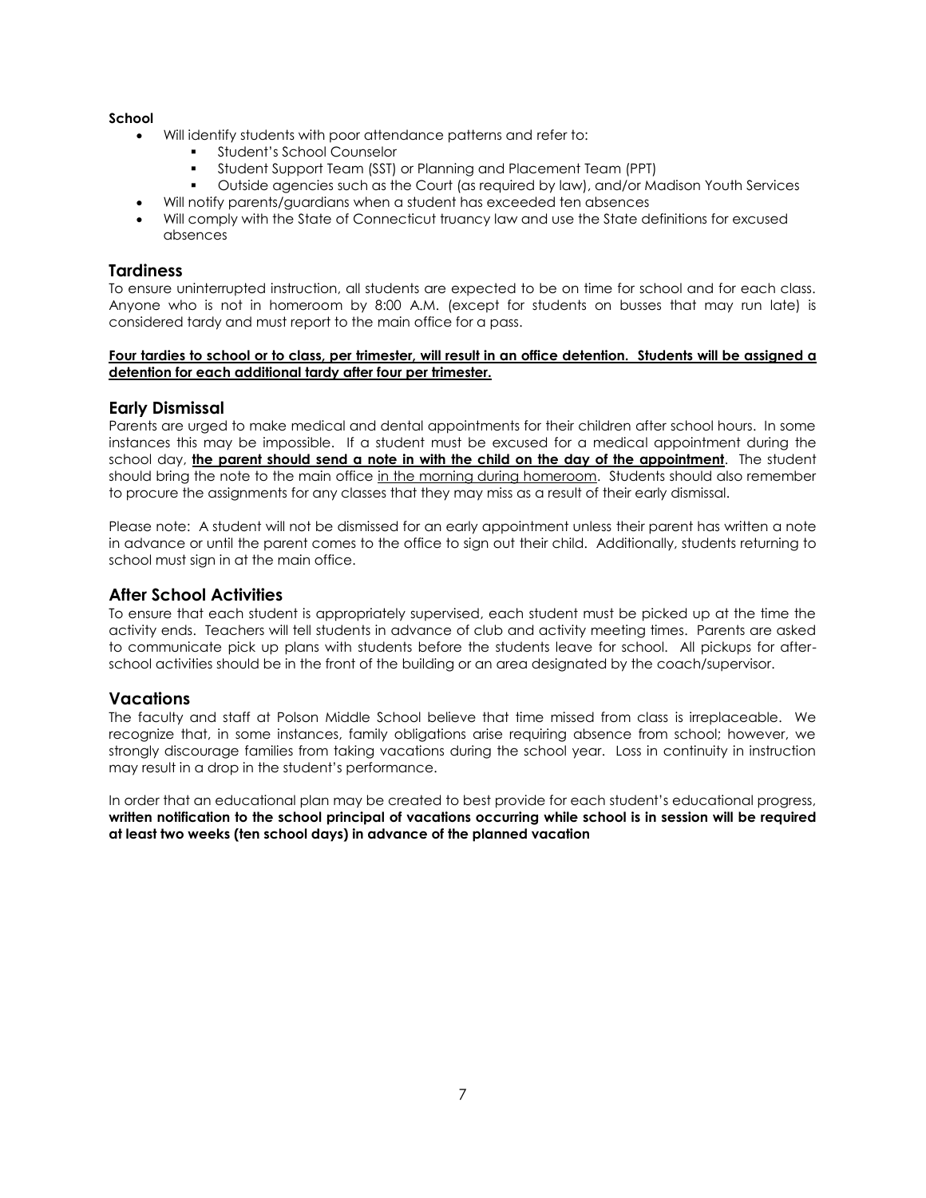**School**

- Will identify students with poor attendance patterns and refer to:
  - Student's School Counselor
  - Student Support Team (SST) or Planning and Placement Team (PPT)
  - Outside agencies such as the Court (as required by law), and/or Madison Youth Services
- Will notify parents/guardians when a student has exceeded ten absences
- Will comply with the State of Connecticut truancy law and use the State definitions for excused absences

## Tardiness

To ensure uninterrupted instruction, all students are expected to be on time for school and for each class. Anyone who is not in homeroom by 8:00 A.M. (except for students on busses that may run late) is considered tardy and must report to the main office for a pass.

**Four tardies to school or to class, per trimester, will result in an office detention. Students will be assigned a detention for each additional tardy after four per trimester.**

## Early Dismissal

Parents are urged to make medical and dental appointments for their children after school hours. In some instances this may be impossible. If a student must be excused for a medical appointment during the school day, **the parent should send a note in with the child on the day of the appointment**. The student should bring the note to the main office in the morning during homeroom. Students should also remember to procure the assignments for any classes that they may miss as a result of their early dismissal.

Please note: A student will not be dismissed for an early appointment unless their parent has written a note in advance or until the parent comes to the office to sign out their child. Additionally, students returning to school must sign in at the main office.

## After School Activities

To ensure that each student is appropriately supervised, each student must be picked up at the time the activity ends. Teachers will tell students in advance of club and activity meeting times. Parents are asked to communicate pick up plans with students before the students leave for school. All pickups for after-school activities should be in the front of the building or an area designated by the coach/supervisor.

## Vacations

The faculty and staff at Polson Middle School believe that time missed from class is irreplaceable. We recognize that, in some instances, family obligations arise requiring absence from school; however, we strongly discourage families from taking vacations during the school year. Loss in continuity in instruction may result in a drop in the student's performance.

In order that an educational plan may be created to best provide for each student's educational progress, **written notification to the school principal of vacations occurring while school is in session will be required at least two weeks (ten school days) in advance of the planned vacation**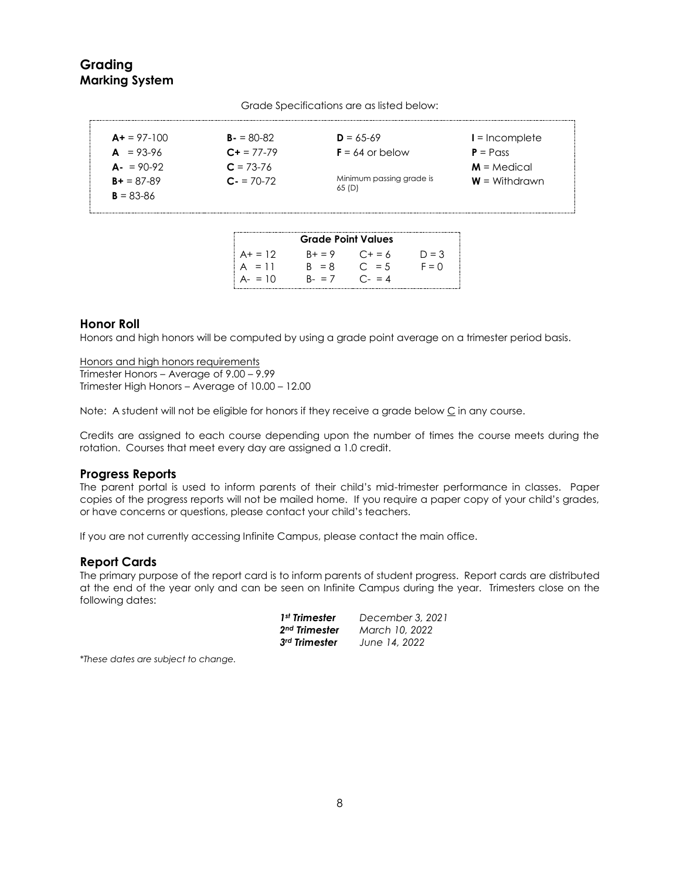# Grading

## Marking System

Grade Specifications are as listed below:

| | | | |
|---|---|---|---|
| **A+** = 97-100 | **B-** = 80-82 | **D** = 65-69 | **I** = Incomplete |
| **A** = 93-96 | **C+** = 77-79 | **F** = 64 or below | **P** = Pass |
| **A-** = 90-92 | **C** = 73-76 | | **M** = Medical |
| **B+** = 87-89 | **C-** = 70-72 | Minimum passing grade is 65 (D) | **W** = Withdrawn |
| **B** = 83-86 | | | |

| **Grade Point Values** | | | |
|---|---|---|---|
| A+ = 12 | B+ = 9 | C+ = 6 | D = 3 |
| A = 11 | B = 8 | C = 5 | F = 0 |
| A- = 10 | B- = 7 | C- = 4 | |

## Honor Roll

Honors and high honors will be computed by using a grade point average on a trimester period basis.

Honors and high honors requirements
Trimester Honors – Average of 9.00 – 9.99
Trimester High Honors – Average of 10.00 – 12.00

Note: A student will not be eligible for honors if they receive a grade below C in any course.

Credits are assigned to each course depending upon the number of times the course meets during the rotation. Courses that meet every day are assigned a 1.0 credit.

## Progress Reports

The parent portal is used to inform parents of their child's mid-trimester performance in classes. Paper copies of the progress reports will not be mailed home. If you require a paper copy of your child's grades, or have concerns or questions, please contact your child's teachers.

If you are not currently accessing Infinite Campus, please contact the main office.

## Report Cards

The primary purpose of the report card is to inform parents of student progress. Report cards are distributed at the end of the year only and can be seen on Infinite Campus during the year. Trimesters close on the following dates:

| | |
|---|---|
| ***1st Trimester*** | *December 3, 2021* |
| ***2nd Trimester*** | *March 10, 2022* |
| ***3rd Trimester*** | *June 14, 2022* |

*\*These dates are subject to change.*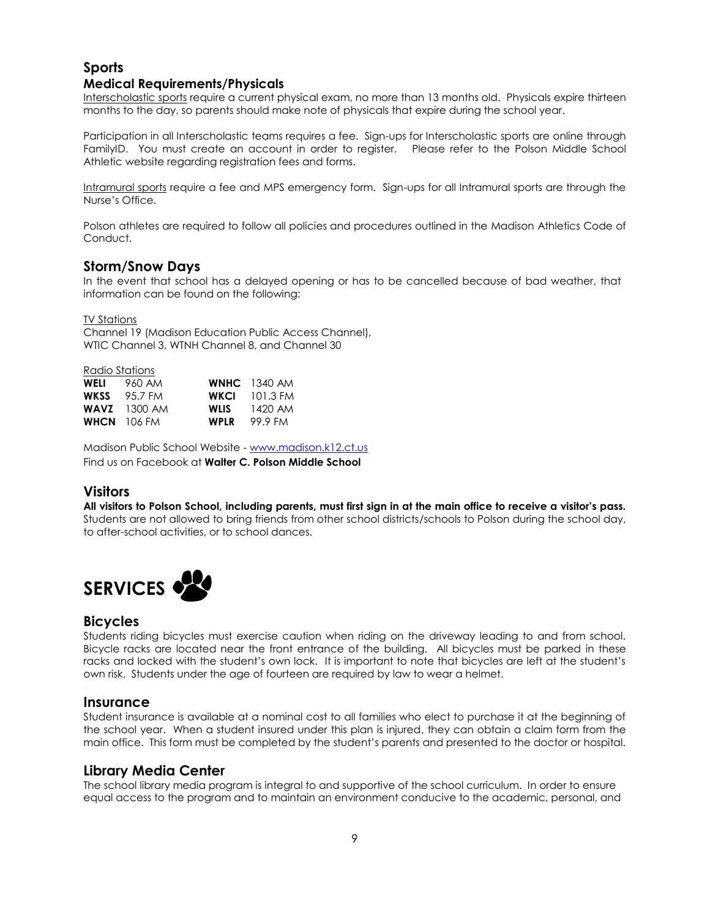## Sports

### Medical Requirements/Physicals

Interscholastic sports require a current physical exam, no more than 13 months old. Physicals expire thirteen months to the day, so parents should make note of physicals that expire during the school year.

Participation in all Interscholastic teams requires a fee. Sign-ups for Interscholastic sports are online through FamilyID. You must create an account in order to register. Please refer to the Polson Middle School Athletic website regarding registration fees and forms.

Intramural sports require a fee and MPS emergency form. Sign-ups for all Intramural sports are through the Nurse's Office.

Polson athletes are required to follow all policies and procedures outlined in the Madison Athletics Code of Conduct.

## Storm/Snow Days

In the event that school has a delayed opening or has to be cancelled because of bad weather, that information can be found on the following:

TV Stations
Channel 19 (Madison Education Public Access Channel),
WTIC Channel 3, WTNH Channel 8, and Channel 30

Radio Stations

| | | | |
|---|---|---|---|
| **WELI** | 960 AM | **WNHC** | 1340 AM |
| **WKSS** | 95.7 FM | **WKCI** | 101.3 FM |
| **WAVZ** | 1300 AM | **WLIS** | 1420 AM |
| **WHCN** | 106 FM | **WPLR** | 99.9 FM |

Madison Public School Website - www.madison.k12.ct.us
Find us on Facebook at **Walter C. Polson Middle School**

## Visitors

**All visitors to Polson School, including parents, must first sign in at the main office to receive a visitor's pass.** Students are not allowed to bring friends from other school districts/schools to Polson during the school day, to after-school activities, or to school dances.

# SERVICES

## Bicycles

Students riding bicycles must exercise caution when riding on the driveway leading to and from school. Bicycle racks are located near the front entrance of the building. All bicycles must be parked in these racks and locked with the student's own lock. It is important to note that bicycles are left at the student's own risk. Students under the age of fourteen are required by law to wear a helmet.

## Insurance

Student insurance is available at a nominal cost to all families who elect to purchase it at the beginning of the school year. When a student insured under this plan is injured, they can obtain a claim form from the main office. This form must be completed by the student's parents and presented to the doctor or hospital.

## Library Media Center

The school library media program is integral to and supportive of the school curriculum. In order to ensure equal access to the program and to maintain an environment conducive to the academic, personal, and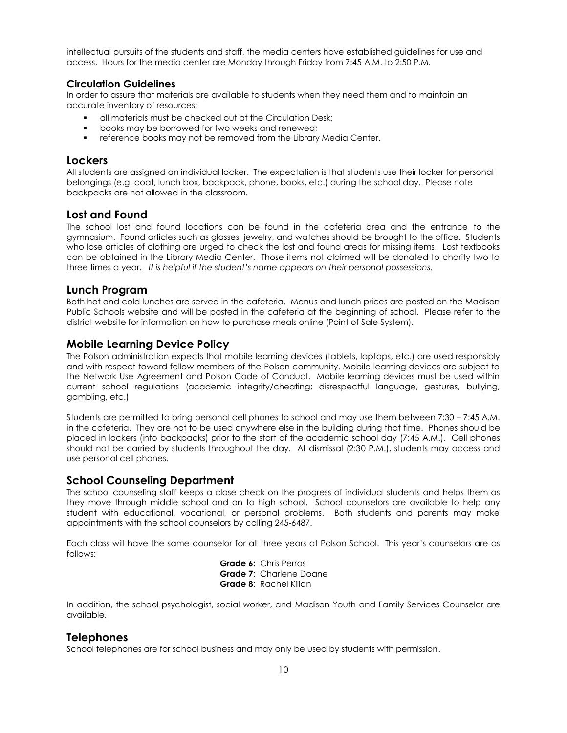intellectual pursuits of the students and staff, the media centers have established guidelines for use and access. Hours for the media center are Monday through Friday from 7:45 A.M. to 2:50 P.M.

### Circulation Guidelines

In order to assure that materials are available to students when they need them and to maintain an accurate inventory of resources:

- all materials must be checked out at the Circulation Desk;
- books may be borrowed for two weeks and renewed;
- reference books may <u>not</u> be removed from the Library Media Center.

## Lockers

All students are assigned an individual locker. The expectation is that students use their locker for personal belongings (e.g. coat, lunch box, backpack, phone, books, etc.) during the school day. Please note backpacks are not allowed in the classroom.

## Lost and Found

The school lost and found locations can be found in the cafeteria area and the entrance to the gymnasium. Found articles such as glasses, jewelry, and watches should be brought to the office. Students who lose articles of clothing are urged to check the lost and found areas for missing items. Lost textbooks can be obtained in the Library Media Center. Those items not claimed will be donated to charity two to three times a year. *It is helpful if the student's name appears on their personal possessions.*

## Lunch Program

Both hot and cold lunches are served in the cafeteria. Menus and lunch prices are posted on the Madison Public Schools website and will be posted in the cafeteria at the beginning of school. Please refer to the district website for information on how to purchase meals online (Point of Sale System).

## Mobile Learning Device Policy

The Polson administration expects that mobile learning devices (tablets, laptops, etc.) are used responsibly and with respect toward fellow members of the Polson community. Mobile learning devices are subject to the Network Use Agreement and Polson Code of Conduct. Mobile learning devices must be used within current school regulations (academic integrity/cheating; disrespectful language, gestures, bullying, gambling, etc.)

Students are permitted to bring personal cell phones to school and may use them between 7:30 – 7:45 A.M. in the cafeteria. They are not to be used anywhere else in the building during that time. Phones should be placed in lockers (into backpacks) prior to the start of the academic school day (7:45 A.M.). Cell phones should not be carried by students throughout the day. At dismissal (2:30 P.M.), students may access and use personal cell phones.

## School Counseling Department

The school counseling staff keeps a close check on the progress of individual students and helps them as they move through middle school and on to high school. School counselors are available to help any student with educational, vocational, or personal problems. Both students and parents may make appointments with the school counselors by calling 245-6487.

Each class will have the same counselor for all three years at Polson School. This year's counselors are as follows:

**Grade 6:** Chris Perras
**Grade 7**: Charlene Doane
**Grade 8**: Rachel Kilian

In addition, the school psychologist, social worker, and Madison Youth and Family Services Counselor are available.

## Telephones

School telephones are for school business and may only be used by students with permission.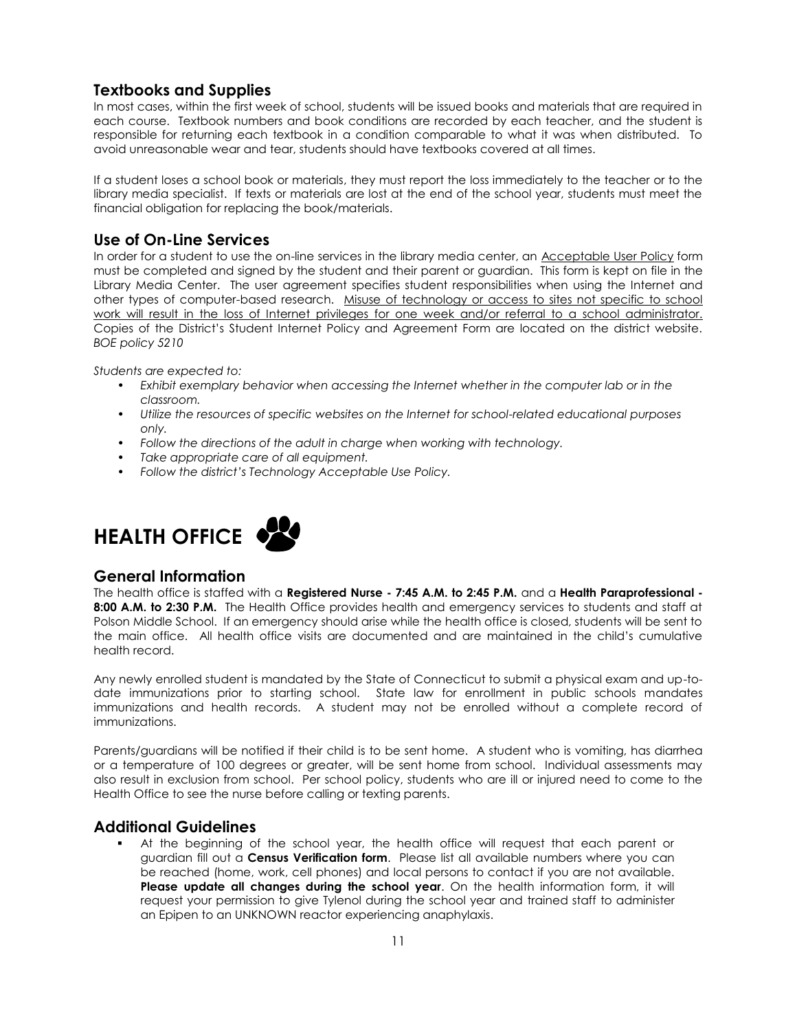## Textbooks and Supplies

In most cases, within the first week of school, students will be issued books and materials that are required in each course. Textbook numbers and book conditions are recorded by each teacher, and the student is responsible for returning each textbook in a condition comparable to what it was when distributed. To avoid unreasonable wear and tear, students should have textbooks covered at all times.

If a student loses a school book or materials, they must report the loss immediately to the teacher or to the library media specialist. If texts or materials are lost at the end of the school year, students must meet the financial obligation for replacing the book/materials.

## Use of On-Line Services

In order for a student to use the on-line services in the library media center, an Acceptable User Policy form must be completed and signed by the student and their parent or guardian. This form is kept on file in the Library Media Center. The user agreement specifies student responsibilities when using the Internet and other types of computer-based research. Misuse of technology or access to sites not specific to school work will result in the loss of Internet privileges for one week and/or referral to a school administrator. Copies of the District's Student Internet Policy and Agreement Form are located on the district website. *BOE policy 5210*

*Students are expected to:*

- *Exhibit exemplary behavior when accessing the Internet whether in the computer lab or in the classroom.*
- *Utilize the resources of specific websites on the Internet for school-related educational purposes only.*
- *Follow the directions of the adult in charge when working with technology.*
- *Take appropriate care of all equipment.*
- *Follow the district's Technology Acceptable Use Policy.*

# HEALTH OFFICE

## General Information

The health office is staffed with a **Registered Nurse - 7:45 A.M. to 2:45 P.M.** and a **Health Paraprofessional - 8:00 A.M. to 2:30 P.M.** The Health Office provides health and emergency services to students and staff at Polson Middle School. If an emergency should arise while the health office is closed, students will be sent to the main office. All health office visits are documented and are maintained in the child's cumulative health record.

Any newly enrolled student is mandated by the State of Connecticut to submit a physical exam and up-to-date immunizations prior to starting school. State law for enrollment in public schools mandates immunizations and health records. A student may not be enrolled without a complete record of immunizations.

Parents/guardians will be notified if their child is to be sent home. A student who is vomiting, has diarrhea or a temperature of 100 degrees or greater, will be sent home from school. Individual assessments may also result in exclusion from school. Per school policy, students who are ill or injured need to come to the Health Office to see the nurse before calling or texting parents.

## Additional Guidelines

- At the beginning of the school year, the health office will request that each parent or guardian fill out a **Census Verification form**. Please list all available numbers where you can be reached (home, work, cell phones) and local persons to contact if you are not available. **Please update all changes during the school year**. On the health information form, it will request your permission to give Tylenol during the school year and trained staff to administer an Epipen to an UNKNOWN reactor experiencing anaphylaxis.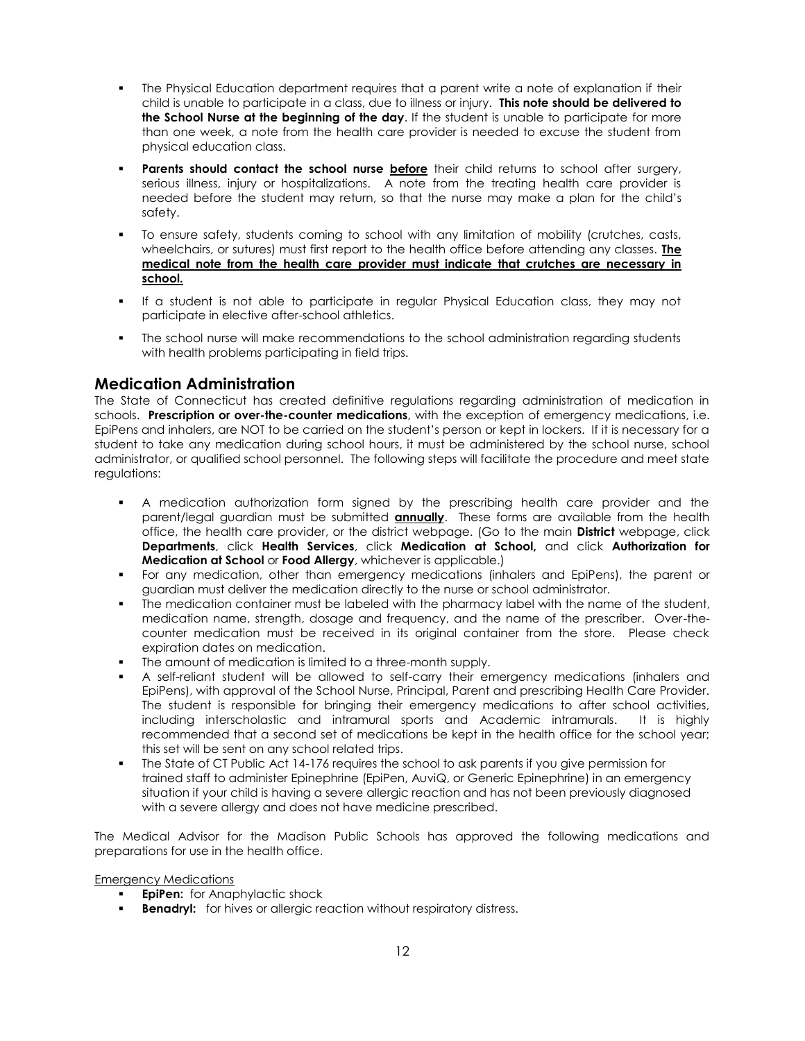- The Physical Education department requires that a parent write a note of explanation if their child is unable to participate in a class, due to illness or injury. **This note should be delivered to the School Nurse at the beginning of the day**. If the student is unable to participate for more than one week, a note from the health care provider is needed to excuse the student from physical education class.
- **Parents should contact the school nurse <u>before</u>** their child returns to school after surgery, serious illness, injury or hospitalizations. A note from the treating health care provider is needed before the student may return, so that the nurse may make a plan for the child's safety.
- To ensure safety, students coming to school with any limitation of mobility (crutches, casts, wheelchairs, or sutures) must first report to the health office before attending any classes. **<u>The medical note from the health care provider must indicate that crutches are necessary in school.</u>**
- If a student is not able to participate in regular Physical Education class, they may not participate in elective after-school athletics.
- The school nurse will make recommendations to the school administration regarding students with health problems participating in field trips.

## Medication Administration

The State of Connecticut has created definitive regulations regarding administration of medication in schools. **Prescription or over-the-counter medications**, with the exception of emergency medications, i.e. EpiPens and inhalers, are NOT to be carried on the student's person or kept in lockers. If it is necessary for a student to take any medication during school hours, it must be administered by the school nurse, school administrator, or qualified school personnel. The following steps will facilitate the procedure and meet state regulations:

- A medication authorization form signed by the prescribing health care provider and the parent/legal guardian must be submitted **<u>annually</u>**. These forms are available from the health office, the health care provider, or the district webpage. (Go to the main **District** webpage, click **Departments**, click **Health Services**, click **Medication at School,** and click **Authorization for Medication at School** or **Food Allergy**, whichever is applicable.)
- For any medication, other than emergency medications (inhalers and EpiPens), the parent or guardian must deliver the medication directly to the nurse or school administrator.
- The medication container must be labeled with the pharmacy label with the name of the student, medication name, strength, dosage and frequency, and the name of the prescriber. Over-the-counter medication must be received in its original container from the store. Please check expiration dates on medication.
- The amount of medication is limited to a three-month supply.
- A self-reliant student will be allowed to self-carry their emergency medications (inhalers and EpiPens), with approval of the School Nurse, Principal, Parent and prescribing Health Care Provider. The student is responsible for bringing their emergency medications to after school activities, including interscholastic and intramural sports and Academic intramurals. It is highly recommended that a second set of medications be kept in the health office for the school year; this set will be sent on any school related trips.
- The State of CT Public Act 14-176 requires the school to ask parents if you give permission for trained staff to administer Epinephrine (EpiPen, AuviQ, or Generic Epinephrine) in an emergency situation if your child is having a severe allergic reaction and has not been previously diagnosed with a severe allergy and does not have medicine prescribed.

The Medical Advisor for the Madison Public Schools has approved the following medications and preparations for use in the health office.

<u>Emergency Medications</u>

- **EpiPen:** for Anaphylactic shock
- **Benadryl:** for hives or allergic reaction without respiratory distress.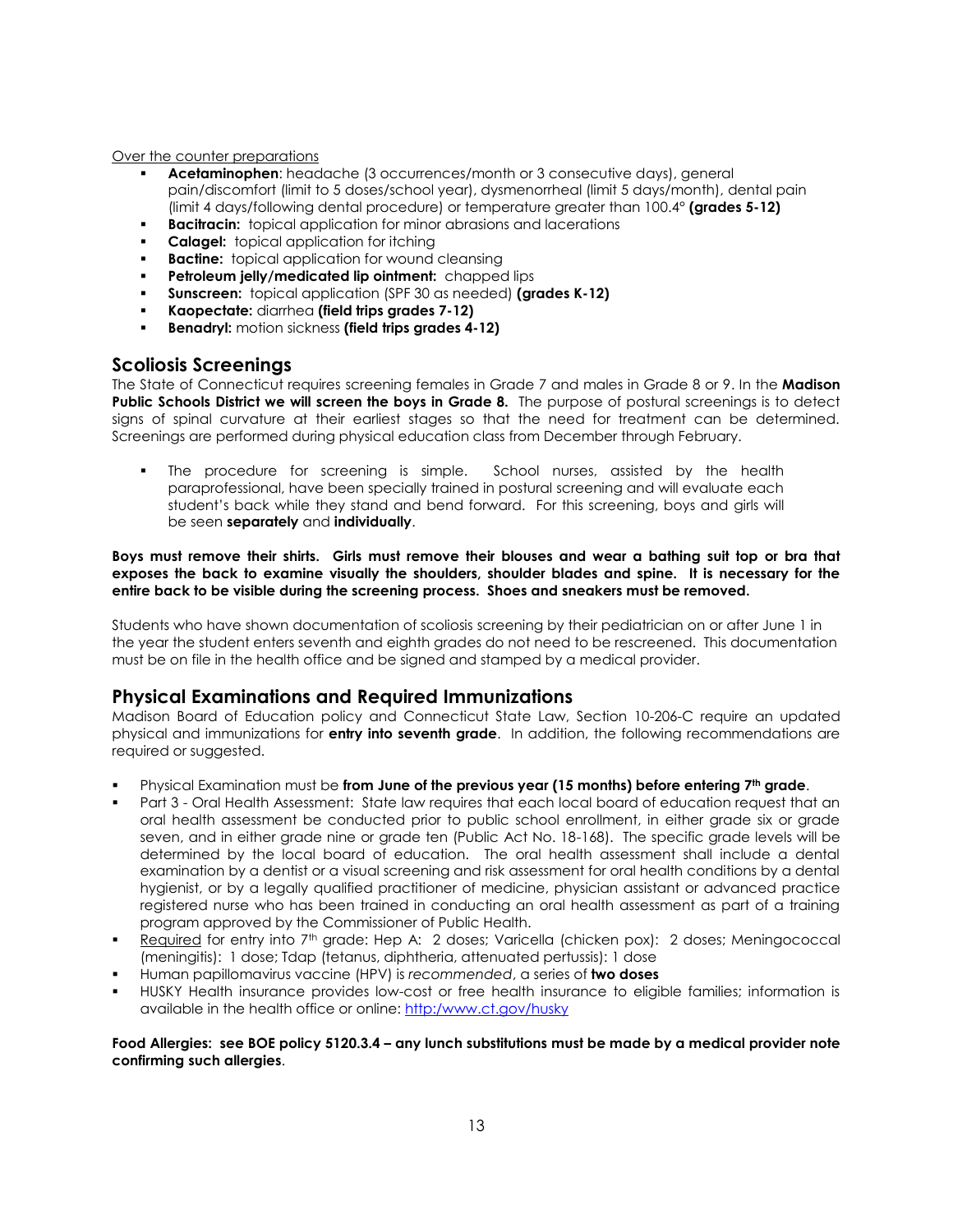Over the counter preparations

- **Acetaminophen**: headache (3 occurrences/month or 3 consecutive days), general pain/discomfort (limit to 5 doses/school year), dysmenorrheal (limit 5 days/month), dental pain (limit 4 days/following dental procedure) or temperature greater than 100.4° **(grades 5-12)**
- **Bacitracin:** topical application for minor abrasions and lacerations
- **Calagel:** topical application for itching
- **Bactine:** topical application for wound cleansing
- **Petroleum jelly/medicated lip ointment:** chapped lips
- **Sunscreen:** topical application (SPF 30 as needed) **(grades K-12)**
- **Kaopectate:** diarrhea **(field trips grades 7-12)**
- **Benadryl:** motion sickness **(field trips grades 4-12)**

## Scoliosis Screenings

The State of Connecticut requires screening females in Grade 7 and males in Grade 8 or 9. In the **Madison Public Schools District we will screen the boys in Grade 8.** The purpose of postural screenings is to detect signs of spinal curvature at their earliest stages so that the need for treatment can be determined. Screenings are performed during physical education class from December through February.

- The procedure for screening is simple. School nurses, assisted by the health paraprofessional, have been specially trained in postural screening and will evaluate each student's back while they stand and bend forward. For this screening, boys and girls will be seen **separately** and **individually**.

**Boys must remove their shirts. Girls must remove their blouses and wear a bathing suit top or bra that exposes the back to examine visually the shoulders, shoulder blades and spine. It is necessary for the entire back to be visible during the screening process. Shoes and sneakers must be removed.**

Students who have shown documentation of scoliosis screening by their pediatrician on or after June 1 in the year the student enters seventh and eighth grades do not need to be rescreened. This documentation must be on file in the health office and be signed and stamped by a medical provider.

## Physical Examinations and Required Immunizations

Madison Board of Education policy and Connecticut State Law, Section 10-206-C require an updated physical and immunizations for **entry into seventh grade**. In addition, the following recommendations are required or suggested.

- Physical Examination must be **from June of the previous year (15 months) before entering 7th grade**.
- Part 3 - Oral Health Assessment: State law requires that each local board of education request that an oral health assessment be conducted prior to public school enrollment, in either grade six or grade seven, and in either grade nine or grade ten (Public Act No. 18-168). The specific grade levels will be determined by the local board of education. The oral health assessment shall include a dental examination by a dentist or a visual screening and risk assessment for oral health conditions by a dental hygienist, or by a legally qualified practitioner of medicine, physician assistant or advanced practice registered nurse who has been trained in conducting an oral health assessment as part of a training program approved by the Commissioner of Public Health.
- Required for entry into 7th grade: Hep A: 2 doses; Varicella (chicken pox): 2 doses; Meningococcal (meningitis): 1 dose; Tdap (tetanus, diphtheria, attenuated pertussis): 1 dose
- Human papillomavirus vaccine (HPV) is *recommended*, a series of **two doses**
- HUSKY Health insurance provides low-cost or free health insurance to eligible families; information is available in the health office or online: http:/www.ct.gov/husky

**Food Allergies: see BOE policy 5120.3.4 – any lunch substitutions must be made by a medical provider note confirming such allergies**.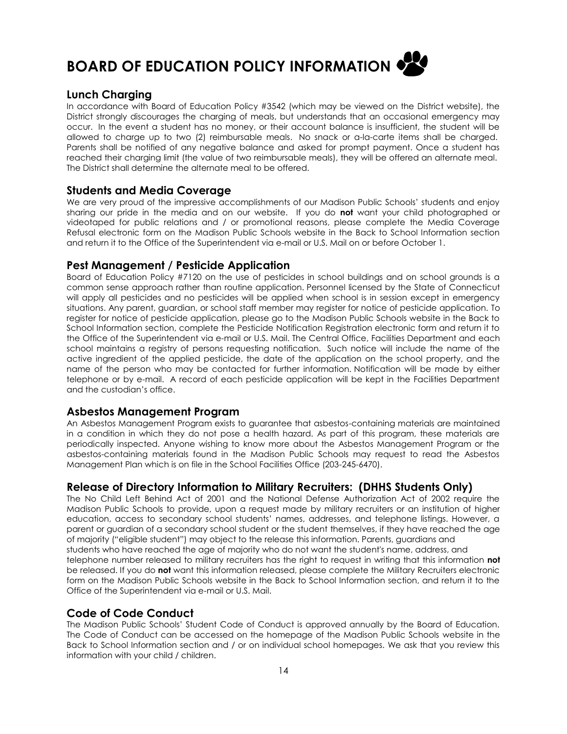# BOARD OF EDUCATION POLICY INFORMATION

## Lunch Charging

In accordance with Board of Education Policy #3542 (which may be viewed on the District website), the District strongly discourages the charging of meals, but understands that an occasional emergency may occur. In the event a student has no money, or their account balance is insufficient, the student will be allowed to charge up to two (2) reimbursable meals. No snack or a-la-carte items shall be charged. Parents shall be notified of any negative balance and asked for prompt payment. Once a student has reached their charging limit (the value of two reimbursable meals), they will be offered an alternate meal. The District shall determine the alternate meal to be offered.

## Students and Media Coverage

We are very proud of the impressive accomplishments of our Madison Public Schools' students and enjoy sharing our pride in the media and on our website. If you do **not** want your child photographed or videotaped for public relations and / or promotional reasons, please complete the Media Coverage Refusal electronic form on the Madison Public Schools website in the Back to School Information section and return it to the Office of the Superintendent via e-mail or U.S. Mail on or before October 1.

## Pest Management / Pesticide Application

Board of Education Policy #7120 on the use of pesticides in school buildings and on school grounds is a common sense approach rather than routine application. Personnel licensed by the State of Connecticut will apply all pesticides and no pesticides will be applied when school is in session except in emergency situations. Any parent, guardian, or school staff member may register for notice of pesticide application. To register for notice of pesticide application, please go to the Madison Public Schools website in the Back to School Information section, complete the Pesticide Notification Registration electronic form and return it to the Office of the Superintendent via e-mail or U.S. Mail. The Central Office, Facilities Department and each school maintains a registry of persons requesting notification. Such notice will include the name of the active ingredient of the applied pesticide, the date of the application on the school property, and the name of the person who may be contacted for further information. Notification will be made by either telephone or by e-mail. A record of each pesticide application will be kept in the Facilities Department and the custodian's office.

## Asbestos Management Program

An Asbestos Management Program exists to guarantee that asbestos-containing materials are maintained in a condition in which they do not pose a health hazard. As part of this program, these materials are periodically inspected. Anyone wishing to know more about the Asbestos Management Program or the asbestos-containing materials found in the Madison Public Schools may request to read the Asbestos Management Plan which is on file in the School Facilities Office (203-245-6470).

## Release of Directory Information to Military Recruiters: (DHHS Students Only)

The No Child Left Behind Act of 2001 and the National Defense Authorization Act of 2002 require the Madison Public Schools to provide, upon a request made by military recruiters or an institution of higher education, access to secondary school students' names, addresses, and telephone listings. However, a parent or guardian of a secondary school student or the student themselves, if they have reached the age of majority ("eligible student") may object to the release this information. Parents, guardians and students who have reached the age of majority who do not want the student's name, address, and telephone number released to military recruiters has the right to request in writing that this information **not** be released. If you do **not** want this information released, please complete the Military Recruiters electronic form on the Madison Public Schools website in the Back to School Information section, and return it to the Office of the Superintendent via e-mail or U.S. Mail.

## Code of Code Conduct

The Madison Public Schools' Student Code of Conduct is approved annually by the Board of Education. The Code of Conduct can be accessed on the homepage of the Madison Public Schools website in the Back to School Information section and / or on individual school homepages. We ask that you review this information with your child / children.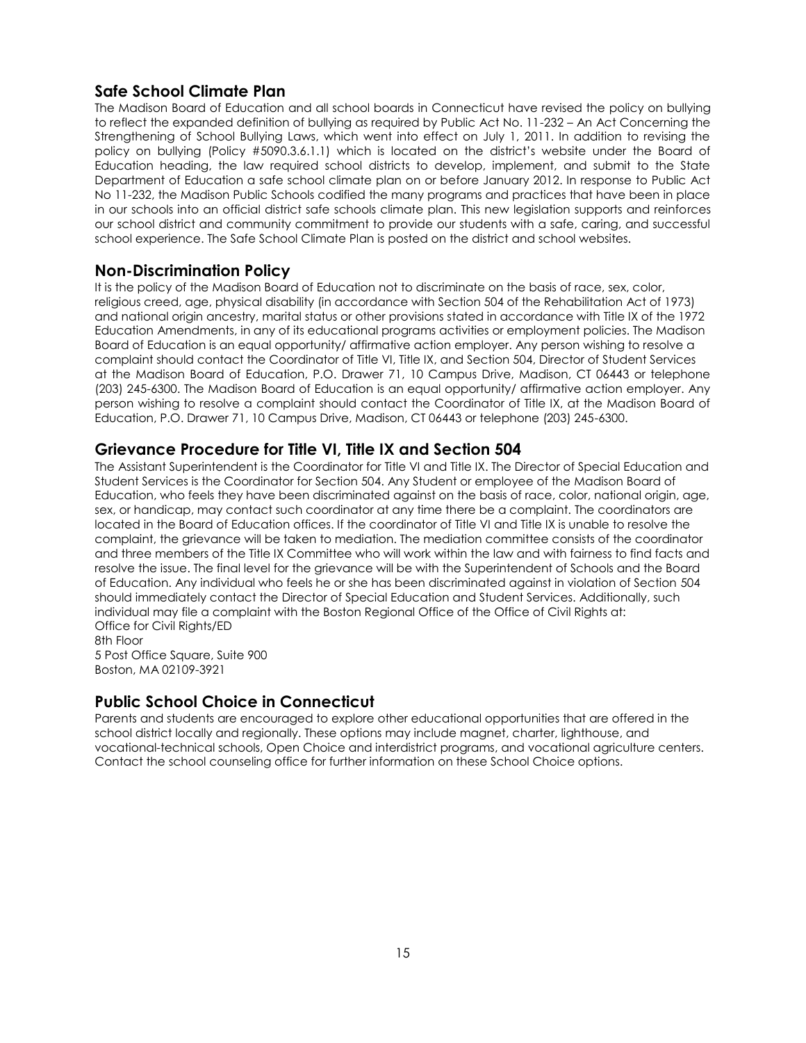## Safe School Climate Plan

The Madison Board of Education and all school boards in Connecticut have revised the policy on bullying to reflect the expanded definition of bullying as required by Public Act No. 11-232 – An Act Concerning the Strengthening of School Bullying Laws, which went into effect on July 1, 2011. In addition to revising the policy on bullying (Policy #5090.3.6.1.1) which is located on the district's website under the Board of Education heading, the law required school districts to develop, implement, and submit to the State Department of Education a safe school climate plan on or before January 2012. In response to Public Act No 11-232, the Madison Public Schools codified the many programs and practices that have been in place in our schools into an official district safe schools climate plan. This new legislation supports and reinforces our school district and community commitment to provide our students with a safe, caring, and successful school experience. The Safe School Climate Plan is posted on the district and school websites.

## Non-Discrimination Policy

It is the policy of the Madison Board of Education not to discriminate on the basis of race, sex, color, religious creed, age, physical disability (in accordance with Section 504 of the Rehabilitation Act of 1973) and national origin ancestry, marital status or other provisions stated in accordance with Title IX of the 1972 Education Amendments, in any of its educational programs activities or employment policies. The Madison Board of Education is an equal opportunity/ affirmative action employer. Any person wishing to resolve a complaint should contact the Coordinator of Title VI, Title IX, and Section 504, Director of Student Services at the Madison Board of Education, P.O. Drawer 71, 10 Campus Drive, Madison, CT 06443 or telephone (203) 245-6300. The Madison Board of Education is an equal opportunity/ affirmative action employer. Any person wishing to resolve a complaint should contact the Coordinator of Title IX, at the Madison Board of Education, P.O. Drawer 71, 10 Campus Drive, Madison, CT 06443 or telephone (203) 245-6300.

## Grievance Procedure for Title VI, Title IX and Section 504

The Assistant Superintendent is the Coordinator for Title VI and Title IX. The Director of Special Education and Student Services is the Coordinator for Section 504. Any Student or employee of the Madison Board of Education, who feels they have been discriminated against on the basis of race, color, national origin, age, sex, or handicap, may contact such coordinator at any time there be a complaint. The coordinators are located in the Board of Education offices. If the coordinator of Title VI and Title IX is unable to resolve the complaint, the grievance will be taken to mediation. The mediation committee consists of the coordinator and three members of the Title IX Committee who will work within the law and with fairness to find facts and resolve the issue. The final level for the grievance will be with the Superintendent of Schools and the Board of Education. Any individual who feels he or she has been discriminated against in violation of Section 504 should immediately contact the Director of Special Education and Student Services. Additionally, such individual may file a complaint with the Boston Regional Office of the Office of Civil Rights at:

Office for Civil Rights/ED
8th Floor
5 Post Office Square, Suite 900
Boston, MA 02109-3921

## Public School Choice in Connecticut

Parents and students are encouraged to explore other educational opportunities that are offered in the school district locally and regionally. These options may include magnet, charter, lighthouse, and vocational-technical schools, Open Choice and interdistrict programs, and vocational agriculture centers. Contact the school counseling office for further information on these School Choice options.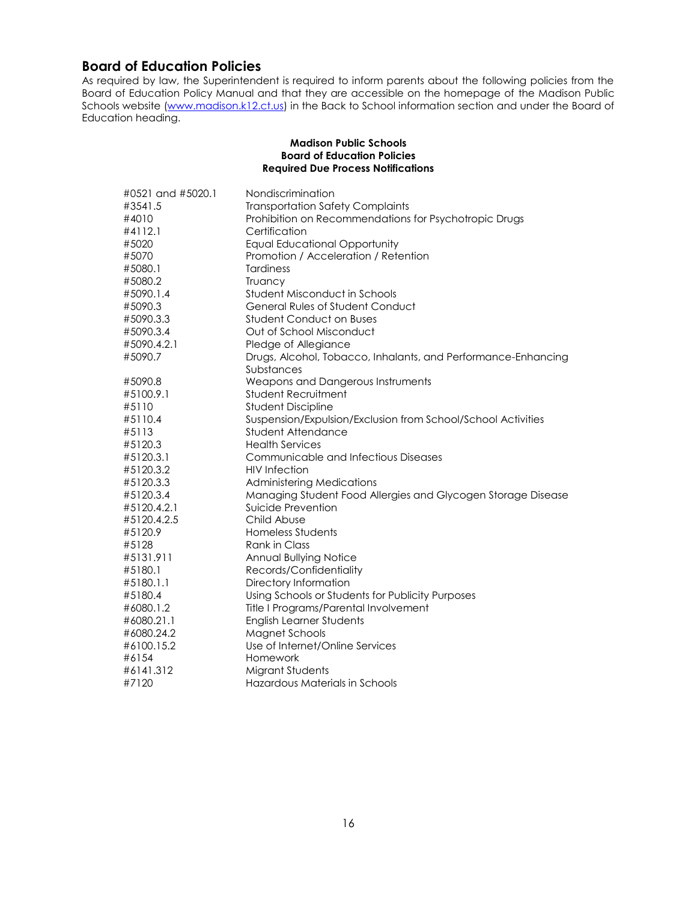## Board of Education Policies

As required by law, the Superintendent is required to inform parents about the following policies from the Board of Education Policy Manual and that they are accessible on the homepage of the Madison Public Schools website ([www.madison.k12.ct.us](www.madison.k12.ct.us)) in the Back to School information section and under the Board of Education heading.

**Madison Public Schools**
**Board of Education Policies**
**Required Due Process Notifications**

| | |
|---|---|
| #0521 and #5020.1 | Nondiscrimination |
| #3541.5 | Transportation Safety Complaints |
| #4010 | Prohibition on Recommendations for Psychotropic Drugs |
| #4112.1 | Certification |
| #5020 | Equal Educational Opportunity |
| #5070 | Promotion / Acceleration / Retention |
| #5080.1 | Tardiness |
| #5080.2 | Truancy |
| #5090.1.4 | Student Misconduct in Schools |
| #5090.3 | General Rules of Student Conduct |
| #5090.3.3 | Student Conduct on Buses |
| #5090.3.4 | Out of School Misconduct |
| #5090.4.2.1 | Pledge of Allegiance |
| #5090.7 | Drugs, Alcohol, Tobacco, Inhalants, and Performance-Enhancing Substances |
| #5090.8 | Weapons and Dangerous Instruments |
| #5100.9.1 | Student Recruitment |
| #5110 | Student Discipline |
| #5110.4 | Suspension/Expulsion/Exclusion from School/School Activities |
| #5113 | Student Attendance |
| #5120.3 | Health Services |
| #5120.3.1 | Communicable and Infectious Diseases |
| #5120.3.2 | HIV Infection |
| #5120.3.3 | Administering Medications |
| #5120.3.4 | Managing Student Food Allergies and Glycogen Storage Disease |
| #5120.4.2.1 | Suicide Prevention |
| #5120.4.2.5 | Child Abuse |
| #5120.9 | Homeless Students |
| #5128 | Rank in Class |
| #5131.911 | Annual Bullying Notice |
| #5180.1 | Records/Confidentiality |
| #5180.1.1 | Directory Information |
| #5180.4 | Using Schools or Students for Publicity Purposes |
| #6080.1.2 | Title I Programs/Parental Involvement |
| #6080.21.1 | English Learner Students |
| #6080.24.2 | Magnet Schools |
| #6100.15.2 | Use of Internet/Online Services |
| #6154 | Homework |
| #6141.312 | Migrant Students |
| #7120 | Hazardous Materials in Schools |